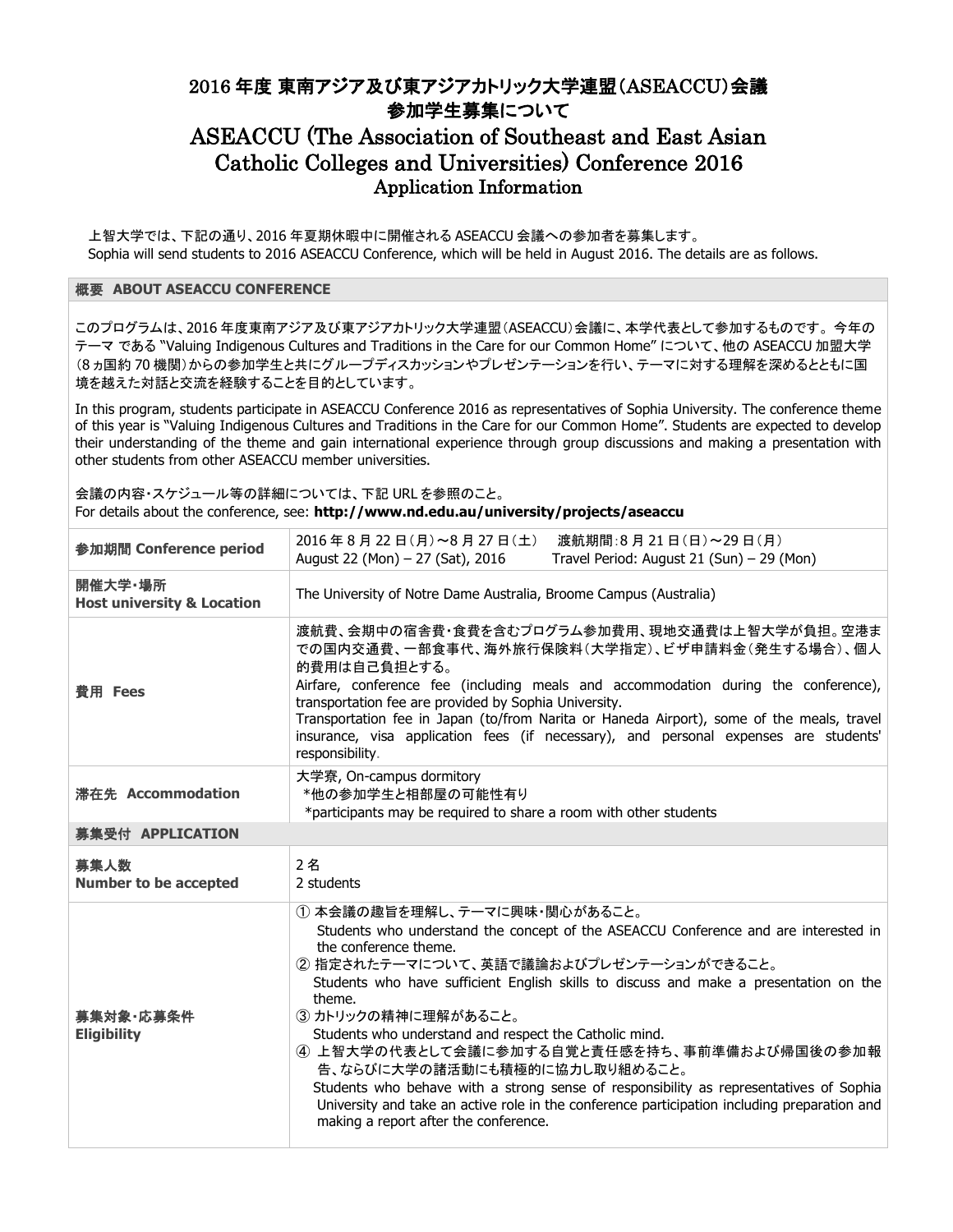# 2016 年度 東南アジア及び東アジアカトリック大学連盟（ASEACCU）会議 参加学生募集について

# ASEACCU (The Association of Southeast and East Asian Catholic Colleges and Universities) Conference 2016 Application Information

上智大学では、下記の通り、2016 年夏期休暇中に開催される ASEACCU 会議への参加者を募集します。
Sophia will send students to 2016 ASEACCU Conference, which will be held in August 2016. The details are as follows.

## 概要 ABOUT ASEACCU CONFERENCE

このプログラムは、2016 年度東南アジア及び東アジアカトリック大学連盟（ASEACCU）会議に、本学代表として参加するものです。今年のテーマ である "Valuing Indigenous Cultures and Traditions in the Care for our Common Home" について、他の ASEACCU 加盟大学（8 ヵ国約 70 機関）からの参加学生と共にグループディスカッションやプレゼンテーションを行い、テーマに対する理解を深めるとともに国境を越えた対話と交流を経験することを目的としています。

In this program, students participate in ASEACCU Conference 2016 as representatives of Sophia University. The conference theme of this year is "Valuing Indigenous Cultures and Traditions in the Care for our Common Home". Students are expected to develop their understanding of the theme and gain international experience through group discussions and making a presentation with other students from other ASEACCU member universities.

会議の内容・スケジュール等の詳細については、下記 URL を参照のこと。
For details about the conference, see: **http://www.nd.edu.au/university/projects/aseaccu**

| | |
|---|---|
| **参加期間 Conference period** | 2016 年 8 月 22 日（月）～8 月 27 日（土）　渡航期間:8 月 21 日（日）～29 日（月）<br>August 22 (Mon) – 27 (Sat), 2016　Travel Period: August 21 (Sun) – 29 (Mon) |
| **開催大学・場所 Host university & Location** | The University of Notre Dame Australia, Broome Campus (Australia) |
| **費用 Fees** | 渡航費、会期中の宿舎費・食費を含むプログラム参加費用、現地交通費は上智大学が負担。空港までの国内交通費、一部食事代、海外旅行保険料（大学指定）、ビザ申請料金（発生する場合）、個人的費用は自己負担とする。<br>Airfare, conference fee (including meals and accommodation during the conference), transportation fee are provided by Sophia University.<br>Transportation fee in Japan (to/from Narita or Haneda Airport), some of the meals, travel insurance, visa application fees (if necessary), and personal expenses are students' responsibility. |
| **滞在先 Accommodation** | 大学寮, On-campus dormitory<br>*他の参加学生と相部屋の可能性有り<br>*participants may be required to share a room with other students |

## 募集受付 APPLICATION

| | |
|---|---|
| **募集人数 Number to be accepted** | 2 名<br>2 students |
| **募集対象・応募条件 Eligibility** | ① 本会議の趣旨を理解し、テーマに興味・関心があること。<br>Students who understand the concept of the ASEACCU Conference and are interested in the conference theme.<br>② 指定されたテーマについて、英語で議論およびプレゼンテーションができること。<br>Students who have sufficient English skills to discuss and make a presentation on the theme.<br>③ カトリックの精神に理解があること。<br>Students who understand and respect the Catholic mind.<br>④ 上智大学の代表として会議に参加する自覚と責任感を持ち、事前準備および帰国後の参加報告、ならびに大学の諸活動にも積極的に協力し取り組めること。<br>Students who behave with a strong sense of responsibility as representatives of Sophia University and take an active role in the conference participation including preparation and making a report after the conference. |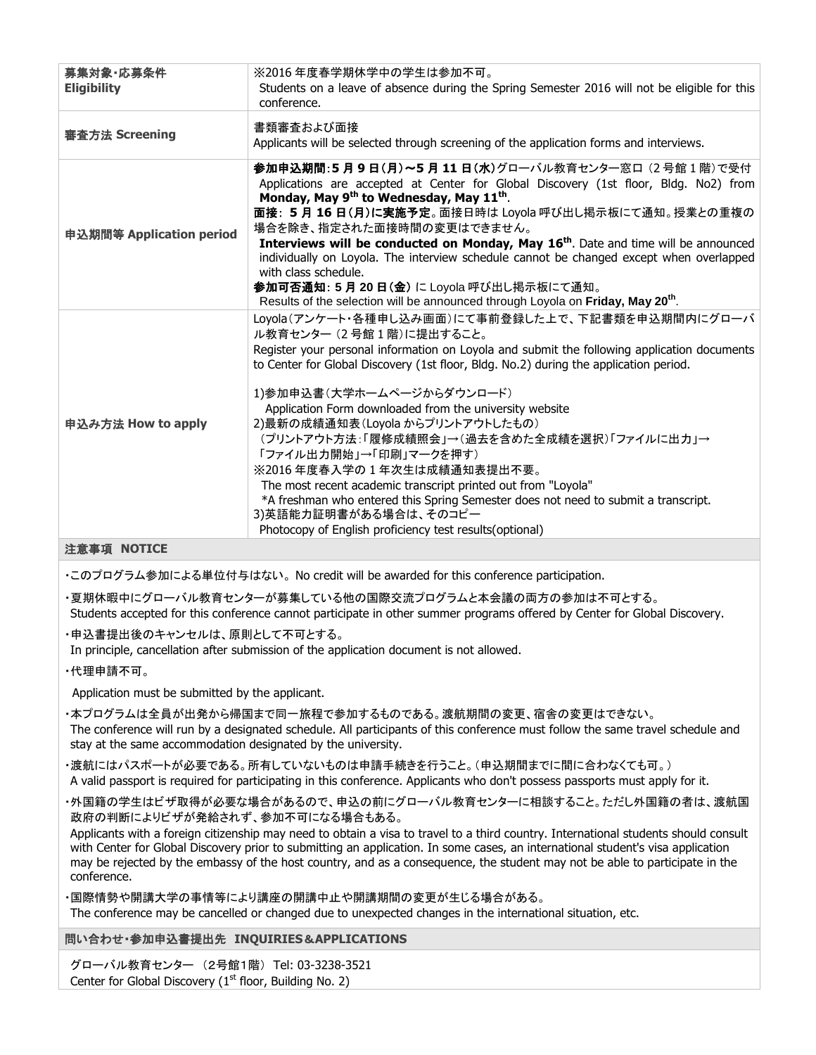| | |
|---|---|
| **募集対象･応募条件 Eligibility** | ※2016 年度春学期休学中の学生は参加不可。<br>Students on a leave of absence during the Spring Semester 2016 will not be eligible for this conference. |
| **審査方法 Screening** | 書類審査および面接<br>Applicants will be selected through screening of the application forms and interviews. |
| **申込期間等 Application period** | **参加申込期間:5 月 9 日(月)～5 月 11 日(水)**グローバル教育センター窓口（2 号館 1 階）で受付<br>Applications are accepted at Center for Global Discovery (1st floor, Bldg. No2) from **Monday, May 9th to Wednesday, May 11th**.<br>**面接: 5 月 16 日(月)に実施予定**。面接日時は Loyola 呼び出し掲示板にて通知。授業との重複の場合を除き、指定された面接時間の変更はできません。<br>**Interviews will be conducted on Monday, May 16th**. Date and time will be announced individually on Loyola. The interview schedule cannot be changed except when overlapped with class schedule.<br>**参加可否通知: 5 月 20 日(金)** に Loyola 呼び出し掲示板にて通知。<br>Results of the selection will be announced through Loyola on **Friday, May 20th**. |
| **申込み方法 How to apply** | Loyola（アンケート･各種申し込み画面）にて事前登録した上で、下記書類を申込期間内にグローバル教育センター（2 号館 1 階）に提出すること。<br>Register your personal information on Loyola and submit the following application documents to Center for Global Discovery (1st floor, Bldg. No.2) during the application period.<br><br>1)参加申込書（大学ホームページからダウンロード）<br>Application Form downloaded from the university website<br>2)最新の成績通知表（Loyola からプリントアウトしたもの）<br>（プリントアウト方法:「履修成績照会」→（過去を含めた全成績を選択）「ファイルに出力」→「ファイル出力開始」→「印刷」マークを押す）<br>※2016 年度春入学の 1 年次生は成績通知表提出不要。<br>The most recent academic transcript printed out from "Loyola"<br>*A freshman who entered this Spring Semester does not need to submit a transcript.<br>3)英語能力証明書がある場合は、そのコピー<br>Photocopy of English proficiency test results(optional) |

## 注意事項 NOTICE

・このプログラム参加による単位付与はない。No credit will be awarded for this conference participation.

・夏期休暇中にグローバル教育センターが募集している他の国際交流プログラムと本会議の両方の参加は不可とする。
Students accepted for this conference cannot participate in other summer programs offered by Center for Global Discovery.

・申込書提出後のキャンセルは、原則として不可とする。
In principle, cancellation after submission of the application document is not allowed.

・代理申請不可。
Application must be submitted by the applicant.

・本プログラムは全員が出発から帰国まで同一旅程で参加するものである。渡航期間の変更、宿舎の変更はできない。
The conference will run by a designated schedule. All participants of this conference must follow the same travel schedule and stay at the same accommodation designated by the university.

・渡航にはパスポートが必要である。所有していないものは申請手続きを行うこと。（申込期間までに間に合わなくても可。）
A valid passport is required for participating in this conference. Applicants who don't possess passports must apply for it.

・外国籍の学生はビザ取得が必要な場合があるので、申込の前にグローバル教育センターに相談すること。ただし外国籍の者は、渡航国政府の判断によりビザが発給されず、参加不可になる場合もある。
Applicants with a foreign citizenship may need to obtain a visa to travel to a third country. International students should consult with Center for Global Discovery prior to submitting an application. In some cases, an international student's visa application may be rejected by the embassy of the host country, and as a consequence, the student may not be able to participate in the conference.

・国際情勢や開講大学の事情等により講座の開講中止や開講期間の変更が生じる場合がある。
The conference may be cancelled or changed due to unexpected changes in the international situation, etc.

## 問い合わせ･参加申込書提出先 INQUIRIES＆APPLICATIONS

グローバル教育センター （2号館1階） Tel: 03-3238-3521
Center for Global Discovery (1st floor, Building No. 2)